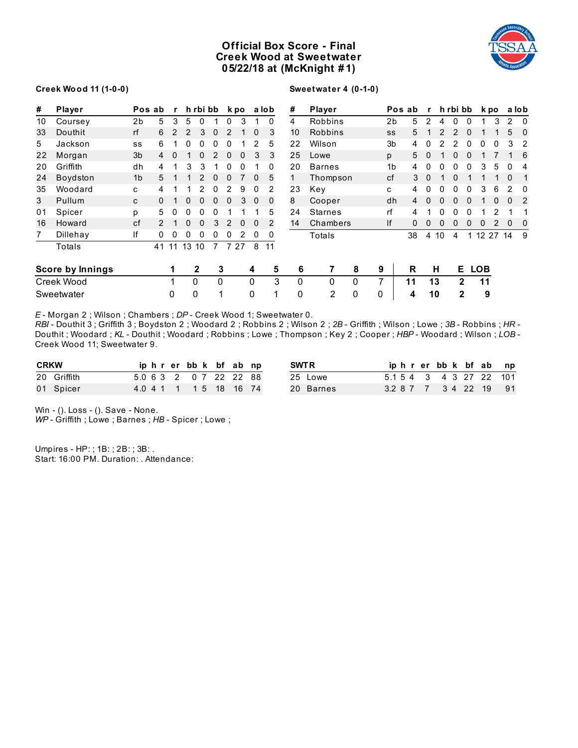# Official Box Score - Final
## Creek Wood at Sweetwater
## 05/22/18 at (McKnight #1)

**Creek Wood 11 (1-0-0)**

| # | Player | Pos | ab | r | h | rbi | bb | k | po | a | lob |
|---|---|---|---|---|---|---|---|---|---|---|---|
| 10 | Coursey | 2b | 5 | 3 | 5 | 0 | 1 | 0 | 3 | 1 | 0 |
| 33 | Douthit | rf | 6 | 2 | 2 | 3 | 0 | 2 | 1 | 0 | 3 |
| 5 | Jackson | ss | 6 | 1 | 0 | 0 | 0 | 0 | 1 | 2 | 5 |
| 22 | Morgan | 3b | 4 | 0 | 1 | 0 | 2 | 0 | 0 | 3 | 3 |
| 20 | Griffith | dh | 4 | 1 | 3 | 3 | 1 | 0 | 0 | 1 | 0 |
| 24 | Boydston | 1b | 5 | 1 | 1 | 2 | 0 | 0 | 7 | 0 | 5 |
| 35 | Woodard | c | 4 | 1 | 1 | 2 | 0 | 2 | 9 | 0 | 2 |
| 3 | Pullum | c | 0 | 1 | 0 | 0 | 0 | 0 | 3 | 0 | 0 |
| 01 | Spicer | p | 5 | 0 | 0 | 0 | 0 | 1 | 1 | 1 | 5 |
| 16 | Howard | cf | 2 | 1 | 0 | 0 | 3 | 2 | 0 | 0 | 2 |
| 7 | Dillehay | lf | 0 | 0 | 0 | 0 | 0 | 0 | 2 | 0 | 0 |
| | Totals | | 41 | 11 | 13 | 10 | 7 | 7 | 27 | 8 | 11 |

**Sweetwater 4 (0-1-0)**

| # | Player | Pos | ab | r | h | rbi | bb | k | po | a | lob |
|---|---|---|---|---|---|---|---|---|---|---|---|
| 4 | Robbins | 2b | 5 | 2 | 4 | 0 | 0 | 1 | 3 | 2 | 0 |
| 10 | Robbins | ss | 5 | 1 | 2 | 2 | 0 | 1 | 1 | 5 | 0 |
| 22 | Wilson | 3b | 4 | 0 | 2 | 2 | 0 | 0 | 0 | 3 | 2 |
| 25 | Lowe | p | 5 | 0 | 1 | 0 | 0 | 1 | 7 | 1 | 6 |
| 20 | Barnes | 1b | 4 | 0 | 0 | 0 | 0 | 3 | 5 | 0 | 4 |
| 1 | Thompson | cf | 3 | 0 | 1 | 0 | 1 | 1 | 1 | 0 | 1 |
| 23 | Key | c | 4 | 0 | 0 | 0 | 0 | 3 | 6 | 2 | 0 |
| 8 | Cooper | dh | 4 | 0 | 0 | 0 | 0 | 1 | 0 | 0 | 2 |
| 24 | Starnes | rf | 4 | 1 | 0 | 0 | 0 | 1 | 2 | 1 | 1 |
| 14 | Chambers | lf | 0 | 0 | 0 | 0 | 0 | 0 | 2 | 0 | 0 |
| | Totals | | 38 | 4 | 10 | 4 | 1 | 12 | 27 | 14 | 9 |

| Score by Innings | 1 | 2 | 3 | 4 | 5 | 6 | 7 | 8 | 9 | R | H | E | LOB |
|---|---|---|---|---|---|---|---|---|---|---|---|---|---|
| Creek Wood | 1 | 0 | 0 | 0 | 3 | 0 | 0 | 0 | 7 | **11** | **13** | **2** | **11** |
| Sweetwater | 0 | 0 | 1 | 0 | 1 | 0 | 2 | 0 | 0 | **4** | **10** | **2** | **9** |

*E* - Morgan 2 ; Wilson ; Chambers ; *DP* - Creek Wood 1; Sweetwater 0.
*RBI* - Douthit 3 ; Griffith 3 ; Boydston 2 ; Woodard 2 ; Robbins 2 ; Wilson 2 ; *2B* - Griffith ; Wilson ; Lowe ; *3B* - Robbins ; *HR* - Douthit ; Woodard ; *KL* - Douthit ; Woodard ; Robbins ; Lowe ; Thompson ; Key 2 ; Cooper ; *HBP* - Woodard ; Wilson ; *LOB* - Creek Wood 11; Sweetwater 9.

| CRKW | ip | h | r | er | bb | k | bf | ab | np |
|---|---|---|---|---|---|---|---|---|---|
| 20 Griffith | 5.0 | 6 | 3 | 2 | 0 | 7 | 22 | 22 | 88 |
| 01 Spicer | 4.0 | 4 | 1 | 1 | 1 | 5 | 18 | 16 | 74 |

| SWTR | ip | h | r | er | bb | k | bf | ab | np |
|---|---|---|---|---|---|---|---|---|---|
| 25 Lowe | 5.1 | 5 | 4 | 3 | 4 | 3 | 27 | 22 | 101 |
| 20 Barnes | 3.2 | 8 | 7 | 7 | 3 | 4 | 22 | 19 | 91 |

Win - (). Loss - (). Save - None.
*WP* - Griffith ; Lowe ; Barnes ; *HB* - Spicer ; Lowe ;

Umpires - HP: ; 1B: ; 2B: ; 3B: .
Start: 16:00 PM. Duration: . Attendance: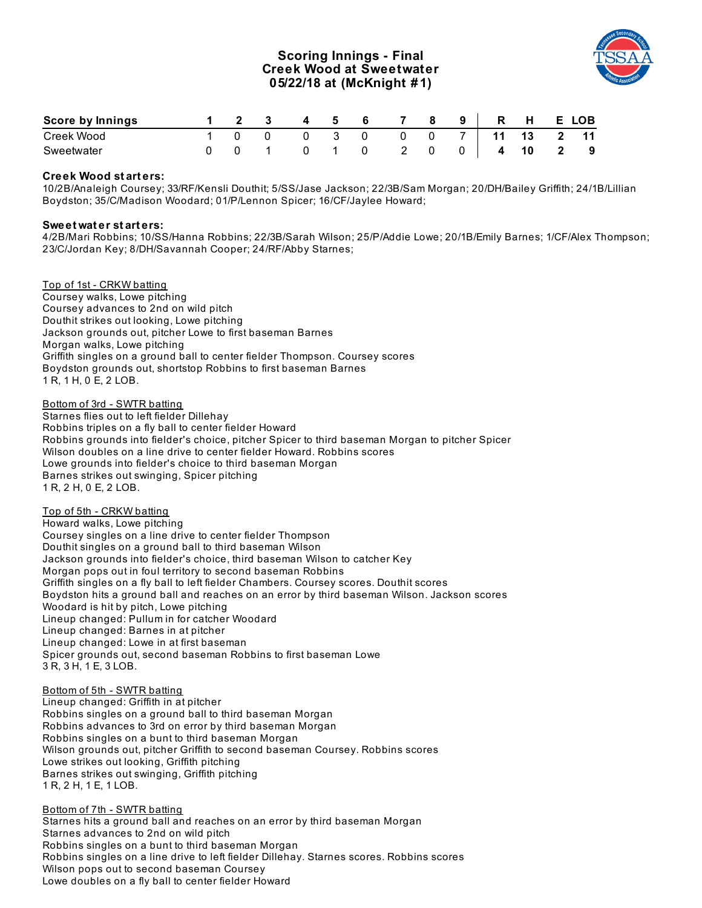# Scoring Innings - Final
## Creek Wood at Sweetwater
## 05/22/18 at (McKnight #1)

| Score by Innings | 1 | 2 | 3 | 4 | 5 | 6 | 7 | 8 | 9 | R | H | E | LOB |
|---|---|---|---|---|---|---|---|---|---|---|---|---|---|
| Creek Wood | 1 | 0 | 0 | 0 | 3 | 0 | 0 | 0 | 7 | **11** | **13** | **2** | **11** |
| Sweetwater | 0 | 0 | 1 | 0 | 1 | 0 | 2 | 0 | 0 | **4** | **10** | **2** | **9** |

**Creek Wood starters:**
10/2B/Analeigh Coursey; 33/RF/Kensli Douthit; 5/SS/Jase Jackson; 22/3B/Sam Morgan; 20/DH/Bailey Griffith; 24/1B/Lillian Boydston; 35/C/Madison Woodard; 01/P/Lennon Spicer; 16/CF/Jaylee Howard;

**Sweetwater starters:**
4/2B/Mari Robbins; 10/SS/Hanna Robbins; 22/3B/Sarah Wilson; 25/P/Addie Lowe; 20/1B/Emily Barnes; 1/CF/Alex Thompson; 23/C/Jordan Key; 8/DH/Savannah Cooper; 24/RF/Abby Starnes;

Top of 1st - CRKW batting
Coursey walks, Lowe pitching
Coursey advances to 2nd on wild pitch
Douthit strikes out looking, Lowe pitching
Jackson grounds out, pitcher Lowe to first baseman Barnes
Morgan walks, Lowe pitching
Griffith singles on a ground ball to center fielder Thompson. Coursey scores
Boydston grounds out, shortstop Robbins to first baseman Barnes
1 R, 1 H, 0 E, 2 LOB.

Bottom of 3rd - SWTR batting
Starnes flies out to left fielder Dillehay
Robbins triples on a fly ball to center fielder Howard
Robbins grounds into fielder's choice, pitcher Spicer to third baseman Morgan to pitcher Spicer
Wilson doubles on a line drive to center fielder Howard. Robbins scores
Lowe grounds into fielder's choice to third baseman Morgan
Barnes strikes out swinging, Spicer pitching
1 R, 2 H, 0 E, 2 LOB.

Top of 5th - CRKW batting
Howard walks, Lowe pitching
Coursey singles on a line drive to center fielder Thompson
Douthit singles on a ground ball to third baseman Wilson
Jackson grounds into fielder's choice, third baseman Wilson to catcher Key
Morgan pops out in foul territory to second baseman Robbins
Griffith singles on a fly ball to left fielder Chambers. Coursey scores. Douthit scores
Boydston hits a ground ball and reaches on an error by third baseman Wilson. Jackson scores
Woodard is hit by pitch, Lowe pitching
Lineup changed: Pullum in for catcher Woodard
Lineup changed: Barnes in at pitcher
Lineup changed: Lowe in at first baseman
Spicer grounds out, second baseman Robbins to first baseman Lowe
3 R, 3 H, 1 E, 3 LOB.

Bottom of 5th - SWTR batting
Lineup changed: Griffith in at pitcher
Robbins singles on a ground ball to third baseman Morgan
Robbins advances to 3rd on error by third baseman Morgan
Robbins singles on a bunt to third baseman Morgan
Wilson grounds out, pitcher Griffith to second baseman Coursey. Robbins scores
Lowe strikes out looking, Griffith pitching
Barnes strikes out swinging, Griffith pitching
1 R, 2 H, 1 E, 1 LOB.

Bottom of 7th - SWTR batting
Starnes hits a ground ball and reaches on an error by third baseman Morgan
Starnes advances to 2nd on wild pitch
Robbins singles on a bunt to third baseman Morgan
Robbins singles on a line drive to left fielder Dillehay. Starnes scores. Robbins scores
Wilson pops out to second baseman Coursey
Lowe doubles on a fly ball to center fielder Howard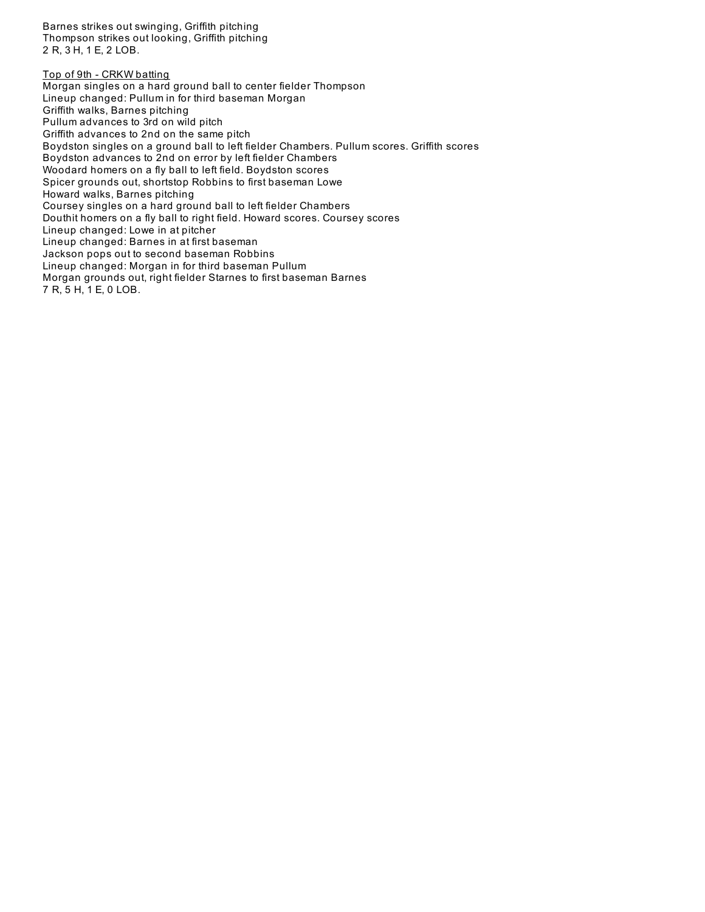Barnes strikes out swinging, Griffith pitching
Thompson strikes out looking, Griffith pitching
2 R, 3 H, 1 E, 2 LOB.

Top of 9th - CRKW batting
Morgan singles on a hard ground ball to center fielder Thompson
Lineup changed: Pullum in for third baseman Morgan
Griffith walks, Barnes pitching
Pullum advances to 3rd on wild pitch
Griffith advances to 2nd on the same pitch
Boydston singles on a ground ball to left fielder Chambers. Pullum scores. Griffith scores
Boydston advances to 2nd on error by left fielder Chambers
Woodard homers on a fly ball to left field. Boydston scores
Spicer grounds out, shortstop Robbins to first baseman Lowe
Howard walks, Barnes pitching
Coursey singles on a hard ground ball to left fielder Chambers
Douthit homers on a fly ball to right field. Howard scores. Coursey scores
Lineup changed: Lowe in at pitcher
Lineup changed: Barnes in at first baseman
Jackson pops out to second baseman Robbins
Lineup changed: Morgan in for third baseman Pullum
Morgan grounds out, right fielder Starnes to first baseman Barnes
7 R, 5 H, 1 E, 0 LOB.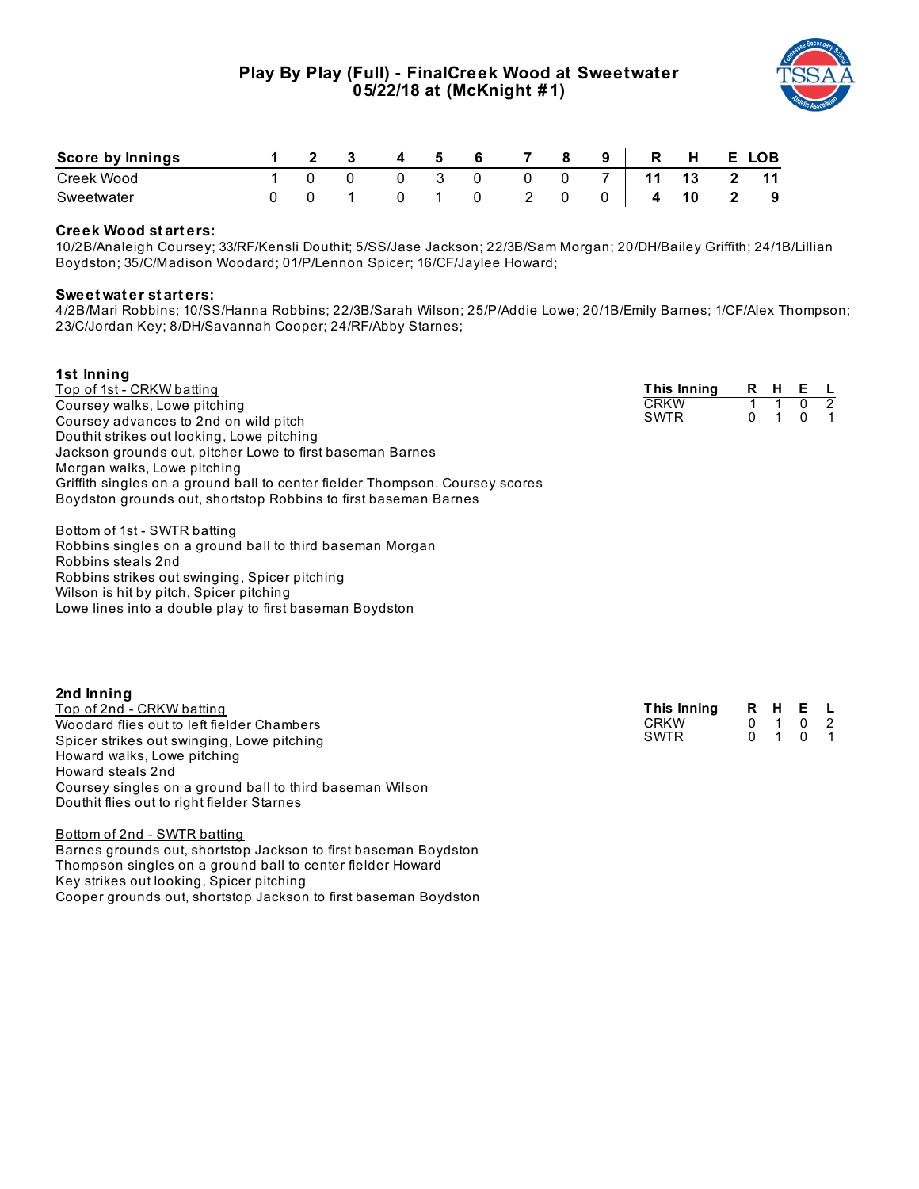# Play By Play (Full) - FinalCreek Wood at Sweetwater
## 05/22/18 at (McKnight #1)

| Score by Innings | 1 | 2 | 3 | 4 | 5 | 6 | 7 | 8 | 9 | R | H | E | LOB |
|---|---|---|---|---|---|---|---|---|---|---|---|---|---|
| Creek Wood | 1 | 0 | 0 | 0 | 3 | 0 | 0 | 0 | 7 | 11 | 13 | 2 | 11 |
| Sweetwater | 0 | 0 | 1 | 0 | 1 | 0 | 2 | 0 | 0 | 4 | 10 | 2 | 9 |

**Creek Wood starters:**
10/2B/Analeigh Coursey; 33/RF/Kensli Douthit; 5/SS/Jase Jackson; 22/3B/Sam Morgan; 20/DH/Bailey Griffith; 24/1B/Lillian Boydston; 35/C/Madison Woodard; 01/P/Lennon Spicer; 16/CF/Jaylee Howard;

**Sweetwater starters:**
4/2B/Mari Robbins; 10/SS/Hanna Robbins; 22/3B/Sarah Wilson; 25/P/Addie Lowe; 20/1B/Emily Barnes; 1/CF/Alex Thompson; 23/C/Jordan Key; 8/DH/Savannah Cooper; 24/RF/Abby Starnes;

### 1st Inning

Top of 1st - CRKW batting
Coursey walks, Lowe pitching
Coursey advances to 2nd on wild pitch
Douthit strikes out looking, Lowe pitching
Jackson grounds out, pitcher Lowe to first baseman Barnes
Morgan walks, Lowe pitching
Griffith singles on a ground ball to center fielder Thompson. Coursey scores
Boydston grounds out, shortstop Robbins to first baseman Barnes

Bottom of 1st - SWTR batting
Robbins singles on a ground ball to third baseman Morgan
Robbins steals 2nd
Robbins strikes out swinging, Spicer pitching
Wilson is hit by pitch, Spicer pitching
Lowe lines into a double play to first baseman Boydston

| This Inning | R | H | E | L |
|---|---|---|---|---|
| CRKW | 1 | 1 | 0 | 2 |
| SWTR | 0 | 1 | 0 | 1 |

### 2nd Inning

Top of 2nd - CRKW batting
Woodard flies out to left fielder Chambers
Spicer strikes out swinging, Lowe pitching
Howard walks, Lowe pitching
Howard steals 2nd
Coursey singles on a ground ball to third baseman Wilson
Douthit flies out to right fielder Starnes

Bottom of 2nd - SWTR batting
Barnes grounds out, shortstop Jackson to first baseman Boydston
Thompson singles on a ground ball to center fielder Howard
Key strikes out looking, Spicer pitching
Cooper grounds out, shortstop Jackson to first baseman Boydston

| This Inning | R | H | E | L |
|---|---|---|---|---|
| CRKW | 0 | 1 | 0 | 2 |
| SWTR | 0 | 1 | 0 | 1 |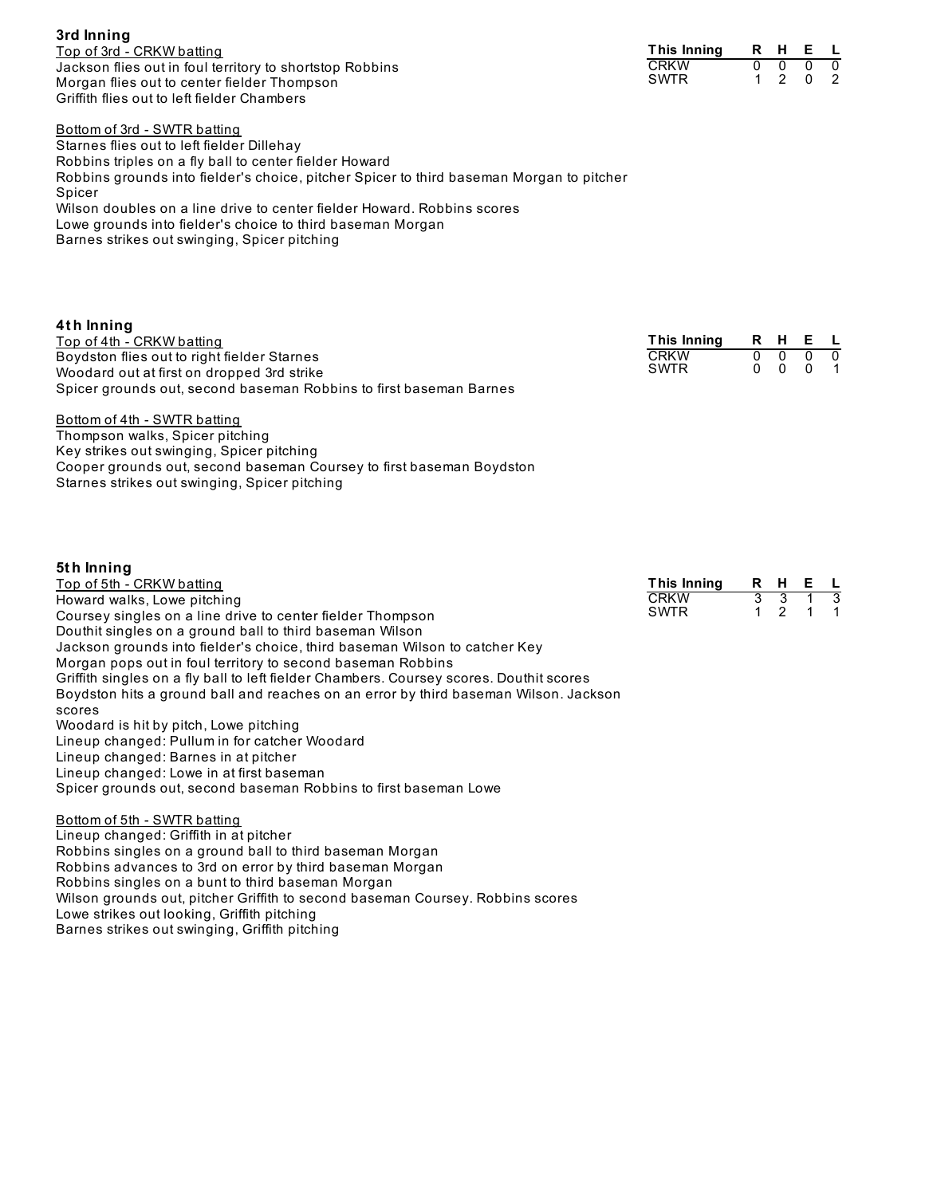## 3rd Inning

Top of 3rd - CRKW batting

Jackson flies out in foul territory to shortstop Robbins
Morgan flies out to center fielder Thompson
Griffith flies out to left fielder Chambers

| This Inning | R | H | E | L |
|---|---|---|---|---|
| CRKW | 0 | 0 | 0 | 0 |
| SWTR | 1 | 2 | 0 | 2 |

Bottom of 3rd - SWTR batting

Starnes flies out to left fielder Dillehay
Robbins triples on a fly ball to center fielder Howard
Robbins grounds into fielder's choice, pitcher Spicer to third baseman Morgan to pitcher Spicer
Wilson doubles on a line drive to center fielder Howard. Robbins scores
Lowe grounds into fielder's choice to third baseman Morgan
Barnes strikes out swinging, Spicer pitching

## 4th Inning

Top of 4th - CRKW batting

Boydston flies out to right fielder Starnes
Woodard out at first on dropped 3rd strike
Spicer grounds out, second baseman Robbins to first baseman Barnes

| This Inning | R | H | E | L |
|---|---|---|---|---|
| CRKW | 0 | 0 | 0 | 0 |
| SWTR | 0 | 0 | 0 | 1 |

Bottom of 4th - SWTR batting

Thompson walks, Spicer pitching
Key strikes out swinging, Spicer pitching
Cooper grounds out, second baseman Coursey to first baseman Boydston
Starnes strikes out swinging, Spicer pitching

## 5th Inning

Top of 5th - CRKW batting

Howard walks, Lowe pitching
Coursey singles on a line drive to center fielder Thompson
Douthit singles on a ground ball to third baseman Wilson
Jackson grounds into fielder's choice, third baseman Wilson to catcher Key
Morgan pops out in foul territory to second baseman Robbins
Griffith singles on a fly ball to left fielder Chambers. Coursey scores. Douthit scores
Boydston hits a ground ball and reaches on an error by third baseman Wilson. Jackson scores
Woodard is hit by pitch, Lowe pitching
Lineup changed: Pullum in for catcher Woodard
Lineup changed: Barnes in at pitcher
Lineup changed: Lowe in at first baseman
Spicer grounds out, second baseman Robbins to first baseman Lowe

| This Inning | R | H | E | L |
|---|---|---|---|---|
| CRKW | 3 | 3 | 1 | 3 |
| SWTR | 1 | 2 | 1 | 1 |

Bottom of 5th - SWTR batting

Lineup changed: Griffith in at pitcher
Robbins singles on a ground ball to third baseman Morgan
Robbins advances to 3rd on error by third baseman Morgan
Robbins singles on a bunt to third baseman Morgan
Wilson grounds out, pitcher Griffith to second baseman Coursey. Robbins scores
Lowe strikes out looking, Griffith pitching
Barnes strikes out swinging, Griffith pitching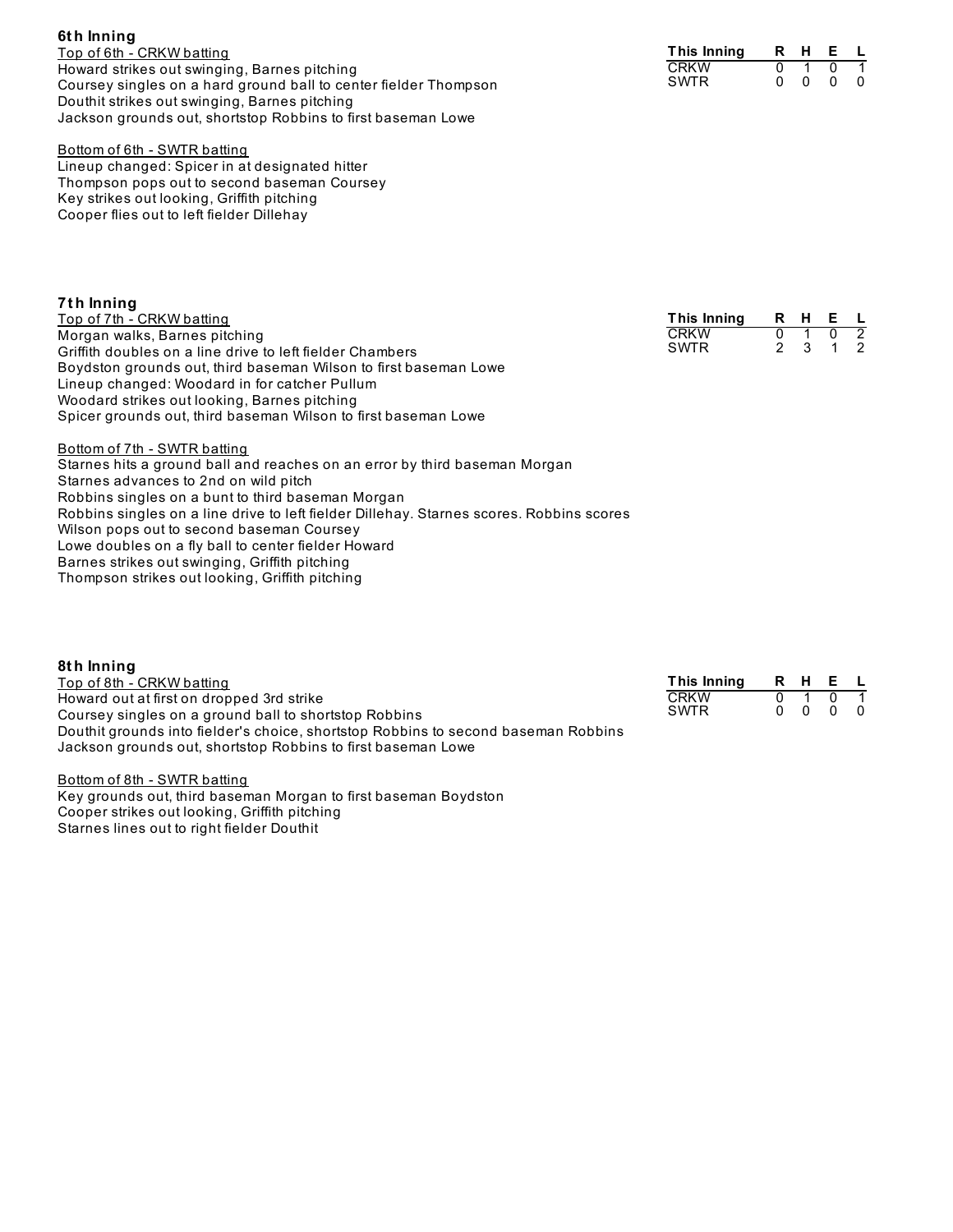### 6th Inning

Top of 6th - CRKW batting

Howard strikes out swinging, Barnes pitching
Coursey singles on a hard ground ball to center fielder Thompson
Douthit strikes out swinging, Barnes pitching
Jackson grounds out, shortstop Robbins to first baseman Lowe

| This Inning | R | H | E | L |
|---|---|---|---|---|
| CRKW | 0 | 1 | 0 | 1 |
| SWTR | 0 | 0 | 0 | 0 |

Bottom of 6th - SWTR batting

Lineup changed: Spicer in at designated hitter
Thompson pops out to second baseman Coursey
Key strikes out looking, Griffith pitching
Cooper flies out to left fielder Dillehay

### 7th Inning

Top of 7th - CRKW batting

Morgan walks, Barnes pitching
Griffith doubles on a line drive to left fielder Chambers
Boydston grounds out, third baseman Wilson to first baseman Lowe
Lineup changed: Woodard in for catcher Pullum
Woodard strikes out looking, Barnes pitching
Spicer grounds out, third baseman Wilson to first baseman Lowe

| This Inning | R | H | E | L |
|---|---|---|---|---|
| CRKW | 0 | 1 | 0 | 2 |
| SWTR | 2 | 3 | 1 | 2 |

Bottom of 7th - SWTR batting

Starnes hits a ground ball and reaches on an error by third baseman Morgan
Starnes advances to 2nd on wild pitch
Robbins singles on a bunt to third baseman Morgan
Robbins singles on a line drive to left fielder Dillehay. Starnes scores. Robbins scores
Wilson pops out to second baseman Coursey
Lowe doubles on a fly ball to center fielder Howard
Barnes strikes out swinging, Griffith pitching
Thompson strikes out looking, Griffith pitching

### 8th Inning

Top of 8th - CRKW batting

Howard out at first on dropped 3rd strike
Coursey singles on a ground ball to shortstop Robbins
Douthit grounds into fielder's choice, shortstop Robbins to second baseman Robbins
Jackson grounds out, shortstop Robbins to first baseman Lowe

| This Inning | R | H | E | L |
|---|---|---|---|---|
| CRKW | 0 | 1 | 0 | 1 |
| SWTR | 0 | 0 | 0 | 0 |

Bottom of 8th - SWTR batting

Key grounds out, third baseman Morgan to first baseman Boydston
Cooper strikes out looking, Griffith pitching
Starnes lines out to right fielder Douthit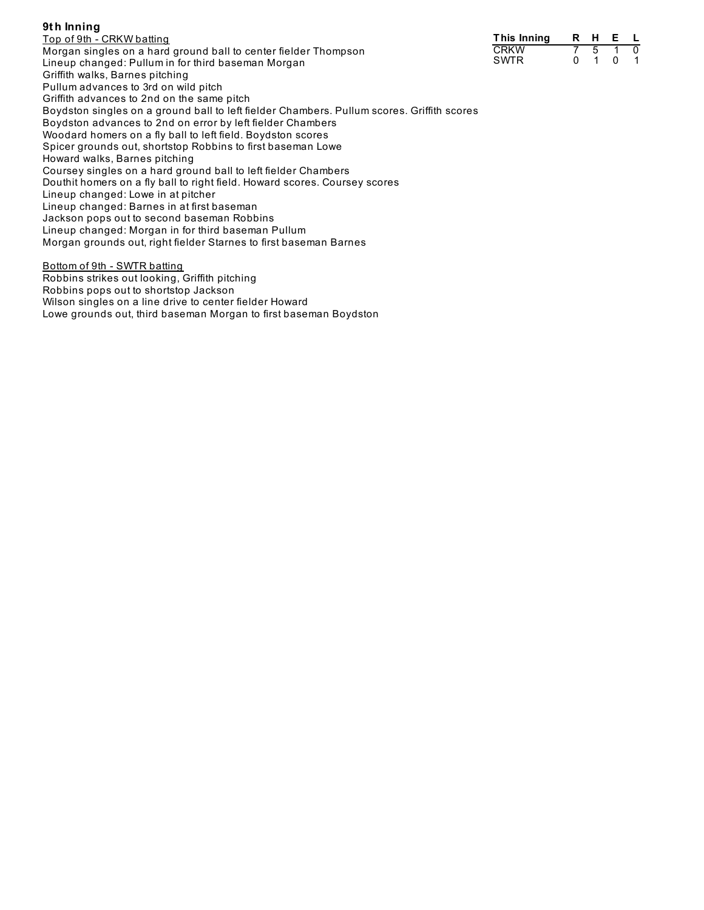### 9th Inning

| This Inning | R | H | E | L |
|---|---|---|---|---|
| CRKW | 7 | 5 | 1 | 0 |
| SWTR | 0 | 1 | 0 | 1 |

Top of 9th - CRKW batting

Morgan singles on a hard ground ball to center fielder Thompson
Lineup changed: Pullum in for third baseman Morgan
Griffith walks, Barnes pitching
Pullum advances to 3rd on wild pitch
Griffith advances to 2nd on the same pitch
Boydston singles on a ground ball to left fielder Chambers. Pullum scores. Griffith scores
Boydston advances to 2nd on error by left fielder Chambers
Woodard homers on a fly ball to left field. Boydston scores
Spicer grounds out, shortstop Robbins to first baseman Lowe
Howard walks, Barnes pitching
Coursey singles on a hard ground ball to left fielder Chambers
Douthit homers on a fly ball to right field. Howard scores. Coursey scores
Lineup changed: Lowe in at pitcher
Lineup changed: Barnes in at first baseman
Jackson pops out to second baseman Robbins
Lineup changed: Morgan in for third baseman Pullum
Morgan grounds out, right fielder Starnes to first baseman Barnes

Bottom of 9th - SWTR batting

Robbins strikes out looking, Griffith pitching
Robbins pops out to shortstop Jackson
Wilson singles on a line drive to center fielder Howard
Lowe grounds out, third baseman Morgan to first baseman Boydston